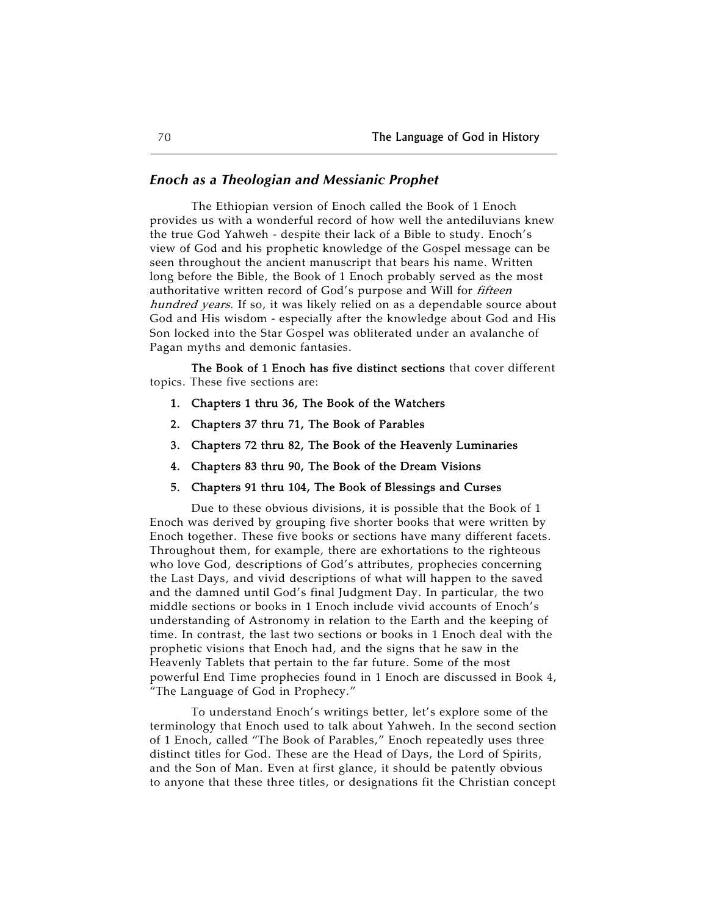## *Enoch as a Theologian and Messianic Prophet*

The Ethiopian version of Enoch called the Book of 1 Enoch provides us with a wonderful record of how well the antediluvians knew the true God Yahweh - despite their lack of a Bible to study. Enoch's view of God and his prophetic knowledge of the Gospel message can be seen throughout the ancient manuscript that bears his name. Written long before the Bible, the Book of 1 Enoch probably served as the most authoritative written record of God's purpose and Will for *fifteen hundred years*. If so, it was likely relied on as a dependable source about God and His wisdom - especially after the knowledge about God and His Son locked into the Star Gospel was obliterated under an avalanche of Pagan myths and demonic fantasies.

**The Book of 1 Enoch has five distinct sections** that cover different topics. These five sections are:

1. **Chapters 1 thru 36, The Book of the Watchers**
2. **Chapters 37 thru 71, The Book of Parables**
3. **Chapters 72 thru 82, The Book of the Heavenly Luminaries**
4. **Chapters 83 thru 90, The Book of the Dream Visions**
5. **Chapters 91 thru 104, The Book of Blessings and Curses**

Due to these obvious divisions, it is possible that the Book of 1 Enoch was derived by grouping five shorter books that were written by Enoch together. These five books or sections have many different facets. Throughout them, for example, there are exhortations to the righteous who love God, descriptions of God's attributes, prophecies concerning the Last Days, and vivid descriptions of what will happen to the saved and the damned until God's final Judgment Day. In particular, the two middle sections or books in 1 Enoch include vivid accounts of Enoch's understanding of Astronomy in relation to the Earth and the keeping of time. In contrast, the last two sections or books in 1 Enoch deal with the prophetic visions that Enoch had, and the signs that he saw in the Heavenly Tablets that pertain to the far future. Some of the most powerful End Time prophecies found in 1 Enoch are discussed in Book 4, "The Language of God in Prophecy."

To understand Enoch's writings better, let's explore some of the terminology that Enoch used to talk about Yahweh. In the second section of 1 Enoch, called "The Book of Parables," Enoch repeatedly uses three distinct titles for God. These are the Head of Days, the Lord of Spirits, and the Son of Man. Even at first glance, it should be patently obvious to anyone that these three titles, or designations fit the Christian concept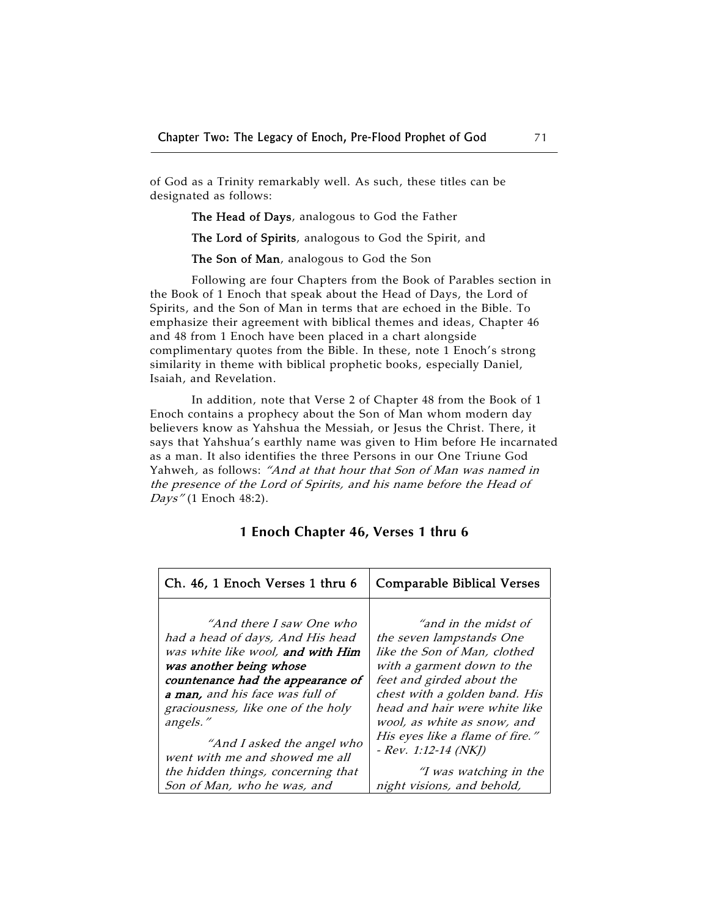of God as a Trinity remarkably well. As such, these titles can be designated as follows:

**The Head of Days**, analogous to God the Father

**The Lord of Spirits**, analogous to God the Spirit, and

**The Son of Man**, analogous to God the Son

Following are four Chapters from the Book of Parables section in the Book of 1 Enoch that speak about the Head of Days, the Lord of Spirits, and the Son of Man in terms that are echoed in the Bible. To emphasize their agreement with biblical themes and ideas, Chapter 46 and 48 from 1 Enoch have been placed in a chart alongside complimentary quotes from the Bible. In these, note 1 Enoch's strong similarity in theme with biblical prophetic books, especially Daniel, Isaiah, and Revelation.

In addition, note that Verse 2 of Chapter 48 from the Book of 1 Enoch contains a prophecy about the Son of Man whom modern day believers know as Yahshua the Messiah, or Jesus the Christ. There, it says that Yahshua's earthly name was given to Him before He incarnated as a man. It also identifies the three Persons in our One Triune God Yahweh, as follows: *"And at that hour that Son of Man was named in the presence of the Lord of Spirits, and his name before the Head of Days"* (1 Enoch 48:2).

### 1 Enoch Chapter 46, Verses 1 thru 6

| Ch. 46, 1 Enoch Verses 1 thru 6 | Comparable Biblical Verses |
|---|---|
| *"And there I saw One who had a head of days, And His head was white like wool,* ***and with Him was another being whose countenance had the appearance of a man,*** *and his face was full of graciousness, like one of the holy angels."* <br><br> *"And I asked the angel who went with me and showed me all the hidden things, concerning that Son of Man, who he was, and* | *"and in the midst of the seven lampstands One like the Son of Man, clothed with a garment down to the feet and girded about the chest with a golden band. His head and hair were white like wool, as white as snow, and His eyes like a flame of fire." - Rev. 1:12-14 (NKJ)* <br><br> *"I was watching in the night visions, and behold,* |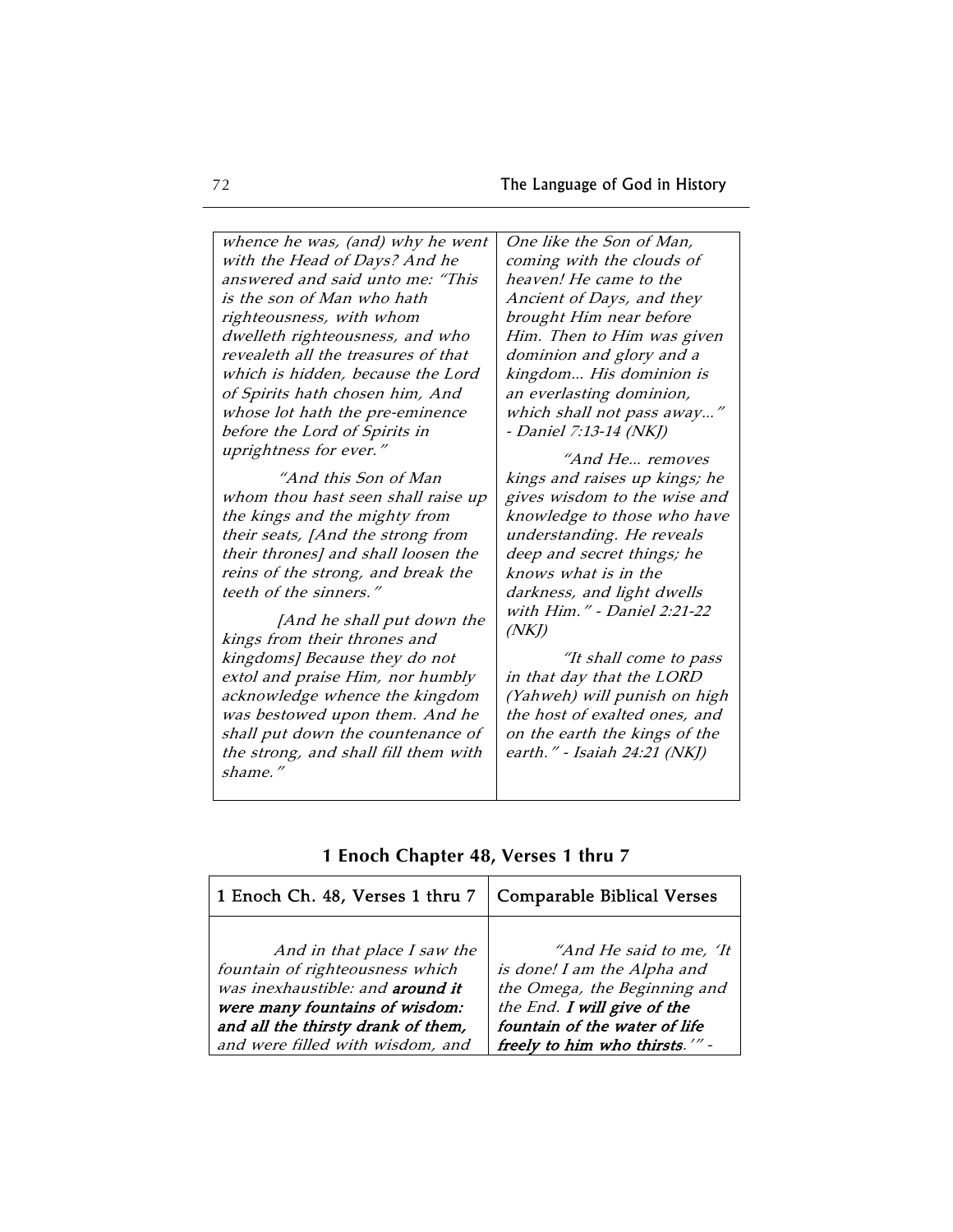| | |
|---|---|
| *whence he was, (and) why he went with the Head of Days? And he answered and said unto me: "This is the son of Man who hath righteousness, with whom dwelleth righteousness, and who revealeth all the treasures of that which is hidden, because the Lord of Spirits hath chosen him, And whose lot hath the pre-eminence before the Lord of Spirits in uprightness for ever."*<br><br>*"And this Son of Man whom thou hast seen shall raise up the kings and the mighty from their seats, [And the strong from their thrones] and shall loosen the reins of the strong, and break the teeth of the sinners."*<br><br>*[And he shall put down the kings from their thrones and kingdoms] Because they do not extol and praise Him, nor humbly acknowledge whence the kingdom was bestowed upon them. And he shall put down the countenance of the strong, and shall fill them with shame."* | *One like the Son of Man, coming with the clouds of heaven! He came to the Ancient of Days, and they brought Him near before Him. Then to Him was given dominion and glory and a kingdom... His dominion is an everlasting dominion, which shall not pass away..." - Daniel 7:13-14 (NKJ)*<br><br>*"And He... removes kings and raises up kings; he gives wisdom to the wise and knowledge to those who have understanding. He reveals deep and secret things; he knows what is in the darkness, and light dwells with Him." - Daniel 2:21-22 (NKJ)*<br><br>*"It shall come to pass in that day that the LORD (Yahweh) will punish on high the host of exalted ones, and on the earth the kings of the earth." - Isaiah 24:21 (NKJ)* |

## 1 Enoch Chapter 48, Verses 1 thru 7

| 1 Enoch Ch. 48, Verses 1 thru 7 | Comparable Biblical Verses |
|---|---|
| *And in that place I saw the fountain of righteousness which was inexhaustible: and* ***around it were many fountains of wisdom: and all the thirsty drank of them,*** *and were filled with wisdom, and* | *"And He said to me, 'It is done! I am the Alpha and the Omega, the Beginning and the End.* ***I will give of the fountain of the water of life freely to him who thirsts****.'" -* |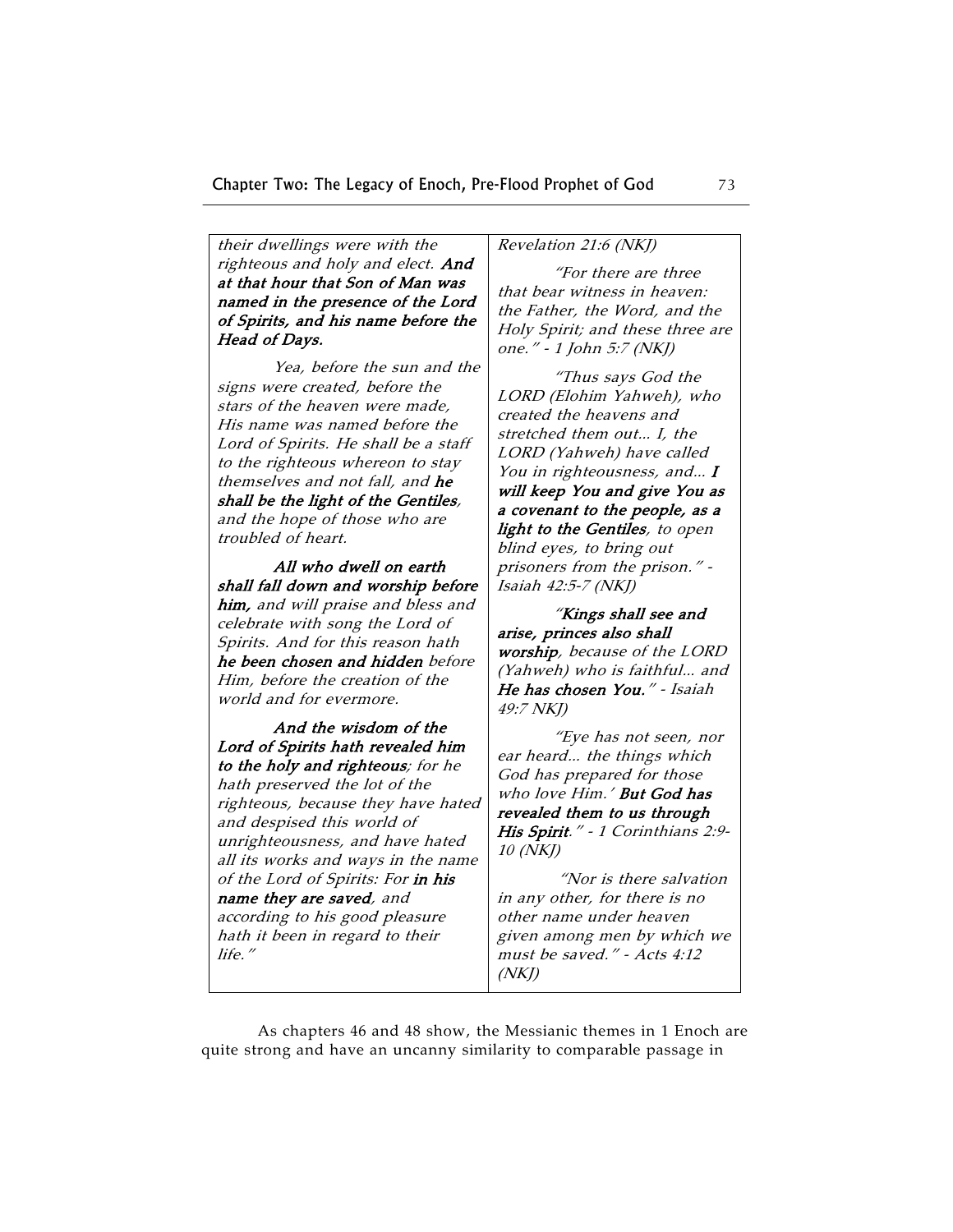| | |
|---|---|
| *their dwellings were with the righteous and holy and elect.* ***And at that hour that Son of Man was named in the presence of the Lord of Spirits, and his name before the Head of Days.***<br><br>*Yea, before the sun and the signs were created, before the stars of the heaven were made, His name was named before the Lord of Spirits. He shall be a staff to the righteous whereon to stay themselves and not fall, and* ***he shall be the light of the Gentiles****, and the hope of those who are troubled of heart.*<br><br>***All who dwell on earth shall fall down and worship before him,*** *and will praise and bless and celebrate with song the Lord of Spirits. And for this reason hath* ***he been chosen and hidden*** *before Him, before the creation of the world and for evermore.*<br><br>***And the wisdom of the Lord of Spirits hath revealed him to the holy and righteous****; for he hath preserved the lot of the righteous, because they have hated and despised this world of unrighteousness, and have hated all its works and ways in the name of the Lord of Spirits: For* ***in his name they are saved****, and according to his good pleasure hath it been in regard to their life."* | *Revelation 21:6 (NKJ)*<br><br>*"For there are three that bear witness in heaven: the Father, the Word, and the Holy Spirit; and these three are one." - 1 John 5:7 (NKJ)*<br><br>*"Thus says God the LORD (Elohim Yahweh), who created the heavens and stretched them out... I, the LORD (Yahweh) have called You in righteousness, and...* ***I will keep You and give You as a covenant to the people, as a light to the Gentiles****, to open blind eyes, to bring out prisoners from the prison." - Isaiah 42:5-7 (NKJ)*<br><br>*"****Kings shall see and arise, princes also shall worship****, because of the LORD (Yahweh) who is faithful... and* ***He has chosen You.****" - Isaiah 49:7 NKJ)*<br><br>*"Eye has not seen, nor ear heard... the things which God has prepared for those who love Him.'* ***But God has revealed them to us through His Spirit****." - 1 Corinthians 2:9-10 (NKJ)*<br><br>*"Nor is there salvation in any other, for there is no other name under heaven given among men by which we must be saved." - Acts 4:12 (NKJ)* |

As chapters 46 and 48 show, the Messianic themes in 1 Enoch are quite strong and have an uncanny similarity to comparable passage in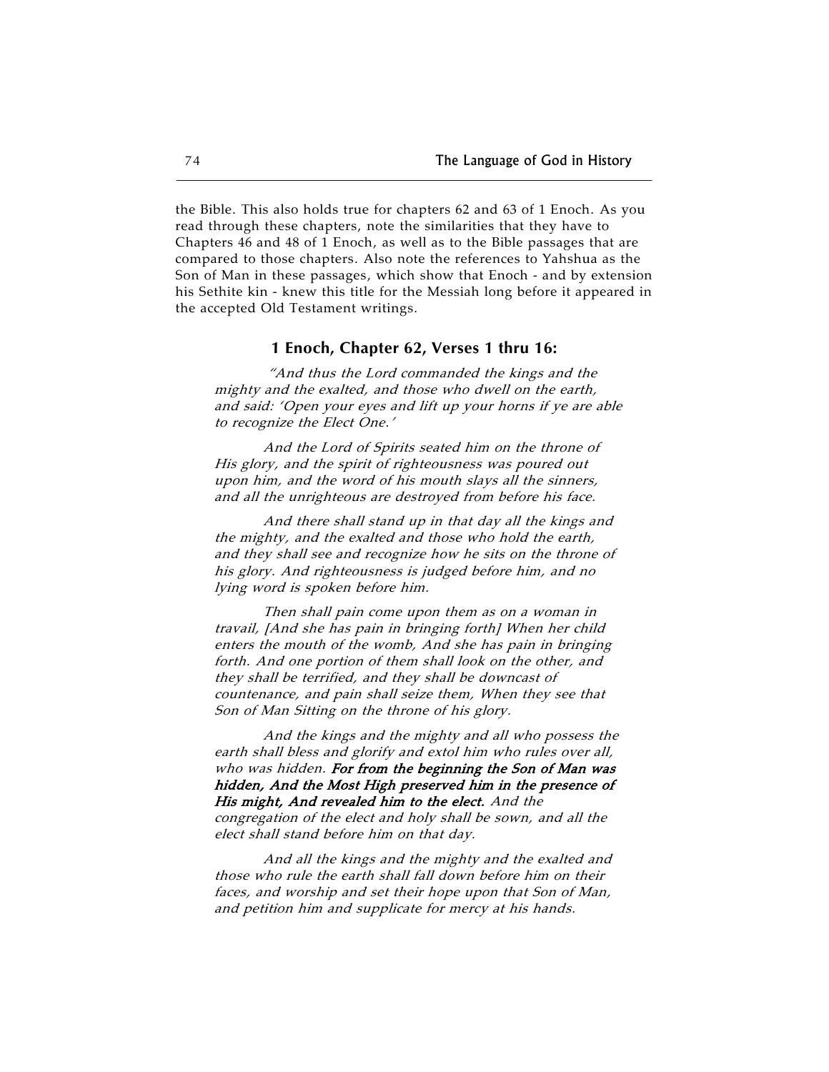the Bible. This also holds true for chapters 62 and 63 of 1 Enoch. As you read through these chapters, note the similarities that they have to Chapters 46 and 48 of 1 Enoch, as well as to the Bible passages that are compared to those chapters. Also note the references to Yahshua as the Son of Man in these passages, which show that Enoch - and by extension his Sethite kin - knew this title for the Messiah long before it appeared in the accepted Old Testament writings.

### 1 Enoch, Chapter 62, Verses 1 thru 16:

> *"And thus the Lord commanded the kings and the mighty and the exalted, and those who dwell on the earth, and said: 'Open your eyes and lift up your horns if ye are able to recognize the Elect One.'*
>
> *And the Lord of Spirits seated him on the throne of His glory, and the spirit of righteousness was poured out upon him, and the word of his mouth slays all the sinners, and all the unrighteous are destroyed from before his face.*
>
> *And there shall stand up in that day all the kings and the mighty, and the exalted and those who hold the earth, and they shall see and recognize how he sits on the throne of his glory. And righteousness is judged before him, and no lying word is spoken before him.*
>
> *Then shall pain come upon them as on a woman in travail, [And she has pain in bringing forth] When her child enters the mouth of the womb, And she has pain in bringing forth. And one portion of them shall look on the other, and they shall be terrified, and they shall be downcast of countenance, and pain shall seize them, When they see that Son of Man Sitting on the throne of his glory.*
>
> *And the kings and the mighty and all who possess the earth shall bless and glorify and extol him who rules over all, who was hidden.* ***For from the beginning the Son of Man was hidden, And the Most High preserved him in the presence of His might, And revealed him to the elect.*** *And the congregation of the elect and holy shall be sown, and all the elect shall stand before him on that day.*
>
> *And all the kings and the mighty and the exalted and those who rule the earth shall fall down before him on their faces, and worship and set their hope upon that Son of Man, and petition him and supplicate for mercy at his hands.*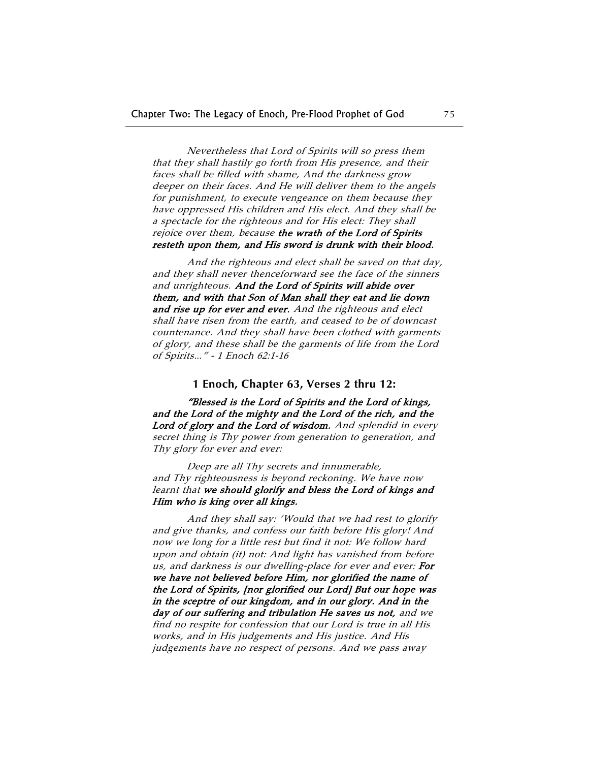*Nevertheless that Lord of Spirits will so press them that they shall hastily go forth from His presence, and their faces shall be filled with shame, And the darkness grow deeper on their faces. And He will deliver them to the angels for punishment, to execute vengeance on them because they have oppressed His children and His elect. And they shall be a spectacle for the righteous and for His elect: They shall rejoice over them, because* ***the wrath of the Lord of Spirits resteth upon them, and His sword is drunk with their blood.***

*And the righteous and elect shall be saved on that day, and they shall never thenceforward see the face of the sinners and unrighteous.* ***And the Lord of Spirits will abide over them, and with that Son of Man shall they eat and lie down and rise up for ever and ever.*** *And the righteous and elect shall have risen from the earth, and ceased to be of downcast countenance. And they shall have been clothed with garments of glory, and these shall be the garments of life from the Lord of Spirits..." - 1 Enoch 62:1-16*

### 1 Enoch, Chapter 63, Verses 2 thru 12:

***"Blessed is the Lord of Spirits and the Lord of kings, and the Lord of the mighty and the Lord of the rich, and the Lord of glory and the Lord of wisdom.*** *And splendid in every secret thing is Thy power from generation to generation, and Thy glory for ever and ever:*

*Deep are all Thy secrets and innumerable, and Thy righteousness is beyond reckoning. We have now learnt that* ***we should glorify and bless the Lord of kings and Him who is king over all kings.***

*And they shall say: 'Would that we had rest to glorify and give thanks, and confess our faith before His glory! And now we long for a little rest but find it not: We follow hard upon and obtain (it) not: And light has vanished from before us, and darkness is our dwelling-place for ever and ever:* ***For we have not believed before Him, nor glorified the name of the Lord of Spirits, [nor glorified our Lord] But our hope was in the sceptre of our kingdom, and in our glory. And in the day of our suffering and tribulation He saves us not,*** *and we find no respite for confession that our Lord is true in all His works, and in His judgements and His justice. And His judgements have no respect of persons. And we pass away*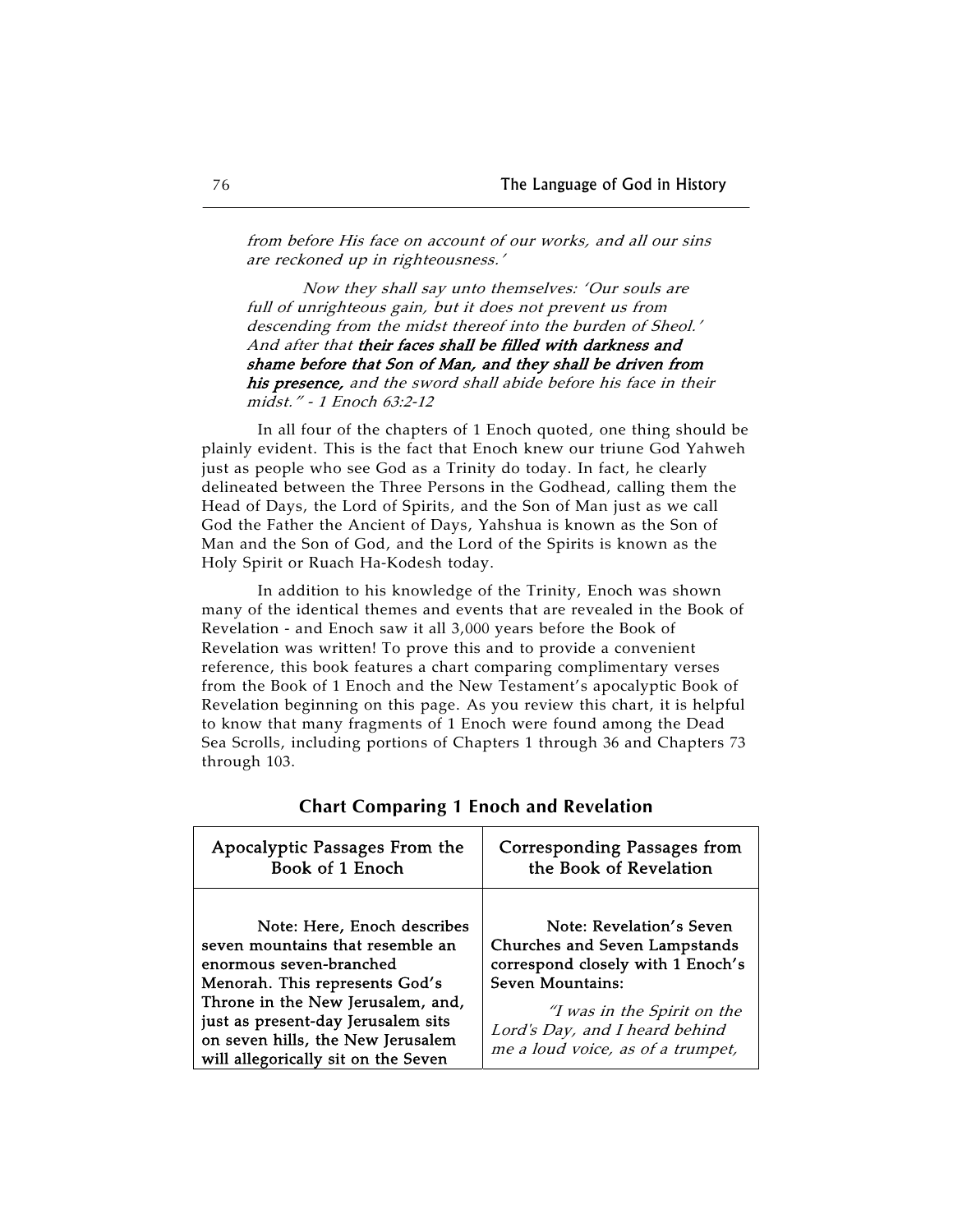*from before His face on account of our works, and all our sins are reckoned up in righteousness.'*

*Now they shall say unto themselves: 'Our souls are full of unrighteous gain, but it does not prevent us from descending from the midst thereof into the burden of Sheol.' And after that* ***their faces shall be filled with darkness and shame before that Son of Man, and they shall be driven from his presence,*** *and the sword shall abide before his face in their midst." - 1 Enoch 63:2-12*

In all four of the chapters of 1 Enoch quoted, one thing should be plainly evident. This is the fact that Enoch knew our triune God Yahweh just as people who see God as a Trinity do today. In fact, he clearly delineated between the Three Persons in the Godhead, calling them the Head of Days, the Lord of Spirits, and the Son of Man just as we call God the Father the Ancient of Days, Yahshua is known as the Son of Man and the Son of God, and the Lord of the Spirits is known as the Holy Spirit or Ruach Ha-Kodesh today.

In addition to his knowledge of the Trinity, Enoch was shown many of the identical themes and events that are revealed in the Book of Revelation - and Enoch saw it all 3,000 years before the Book of Revelation was written! To prove this and to provide a convenient reference, this book features a chart comparing complimentary verses from the Book of 1 Enoch and the New Testament's apocalyptic Book of Revelation beginning on this page. As you review this chart, it is helpful to know that many fragments of 1 Enoch were found among the Dead Sea Scrolls, including portions of Chapters 1 through 36 and Chapters 73 through 103.

## Chart Comparing 1 Enoch and Revelation

| Apocalyptic Passages From the Book of 1 Enoch | Corresponding Passages from the Book of Revelation |
|---|---|
| **Note: Here, Enoch describes seven mountains that resemble an enormous seven-branched Menorah. This represents God's Throne in the New Jerusalem, and, just as present-day Jerusalem sits on seven hills, the New Jerusalem will allegorically sit on the Seven** | **Note: Revelation's Seven Churches and Seven Lampstands correspond closely with 1 Enoch's Seven Mountains:** *"I was in the Spirit on the Lord's Day, and I heard behind me a loud voice, as of a trumpet,* |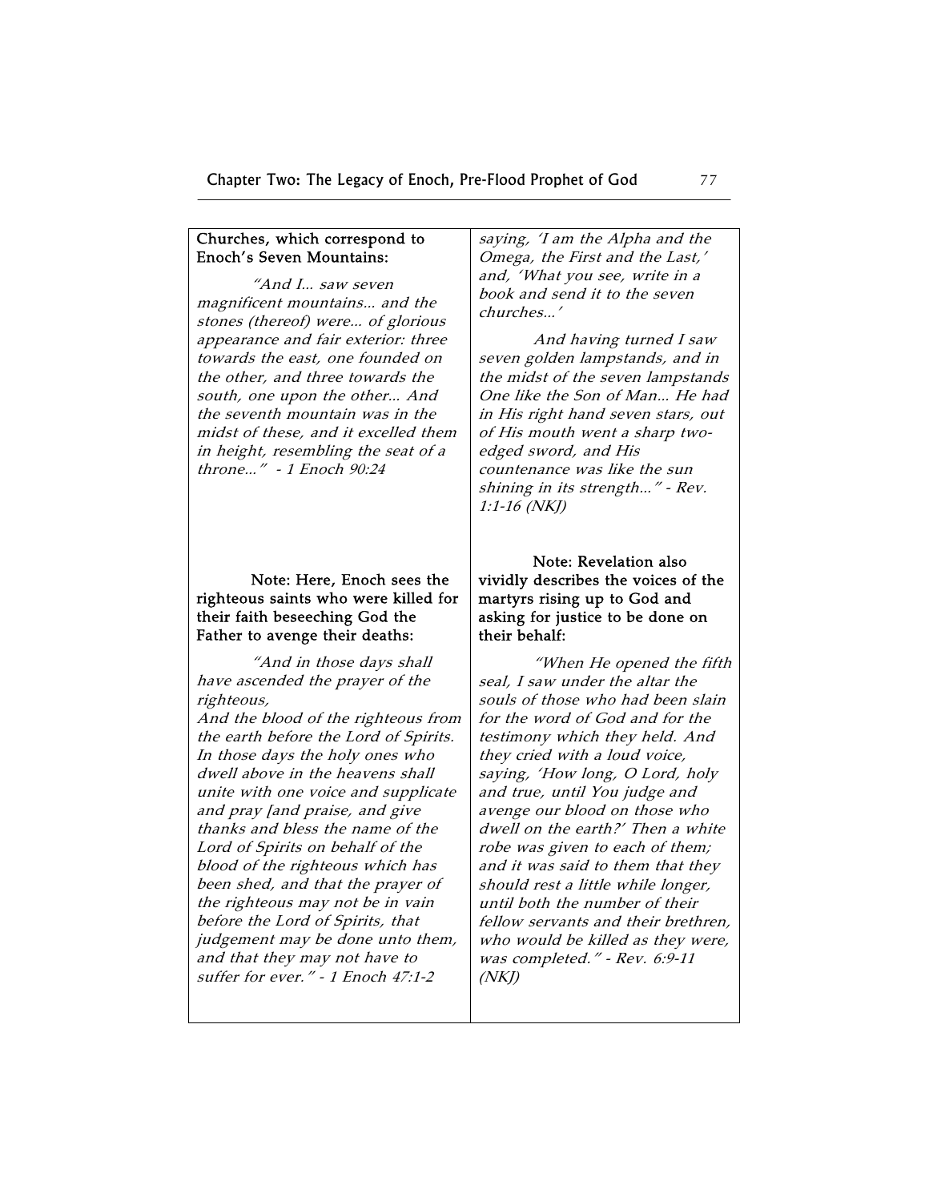| | |
|---|---|
| **Churches, which correspond to Enoch's Seven Mountains:**<br><br>*"And I... saw seven magnificent mountains... and the stones (thereof) were... of glorious appearance and fair exterior: three towards the east, one founded on the other, and three towards the south, one upon the other... And the seventh mountain was in the midst of these, and it excelled them in height, resembling the seat of a throne..." - 1 Enoch 90:24* | *saying, 'I am the Alpha and the Omega, the First and the Last,' and, 'What you see, write in a book and send it to the seven churches...'*<br><br>*And having turned I saw seven golden lampstands, and in the midst of the seven lampstands One like the Son of Man... He had in His right hand seven stars, out of His mouth went a sharp two-edged sword, and His countenance was like the sun shining in its strength..." - Rev. 1:1-16 (NKJ)* |
| **Note: Here, Enoch sees the righteous saints who were killed for their faith beseeching God the Father to avenge their deaths:**<br><br>*"And in those days shall have ascended the prayer of the righteous,<br>And the blood of the righteous from the earth before the Lord of Spirits. In those days the holy ones who dwell above in the heavens shall unite with one voice and supplicate and pray [and praise, and give thanks and bless the name of the Lord of Spirits on behalf of the blood of the righteous which has been shed, and that the prayer of the righteous may not be in vain before the Lord of Spirits, that judgement may be done unto them, and that they may not have to suffer for ever." - 1 Enoch 47:1-2* | **Note: Revelation also vividly describes the voices of the martyrs rising up to God and asking for justice to be done on their behalf:**<br><br>*"When He opened the fifth seal, I saw under the altar the souls of those who had been slain for the word of God and for the testimony which they held. And they cried with a loud voice, saying, 'How long, O Lord, holy and true, until You judge and avenge our blood on those who dwell on the earth?' Then a white robe was given to each of them; and it was said to them that they should rest a little while longer, until both the number of their fellow servants and their brethren, who would be killed as they were, was completed." - Rev. 6:9-11 (NKJ)* |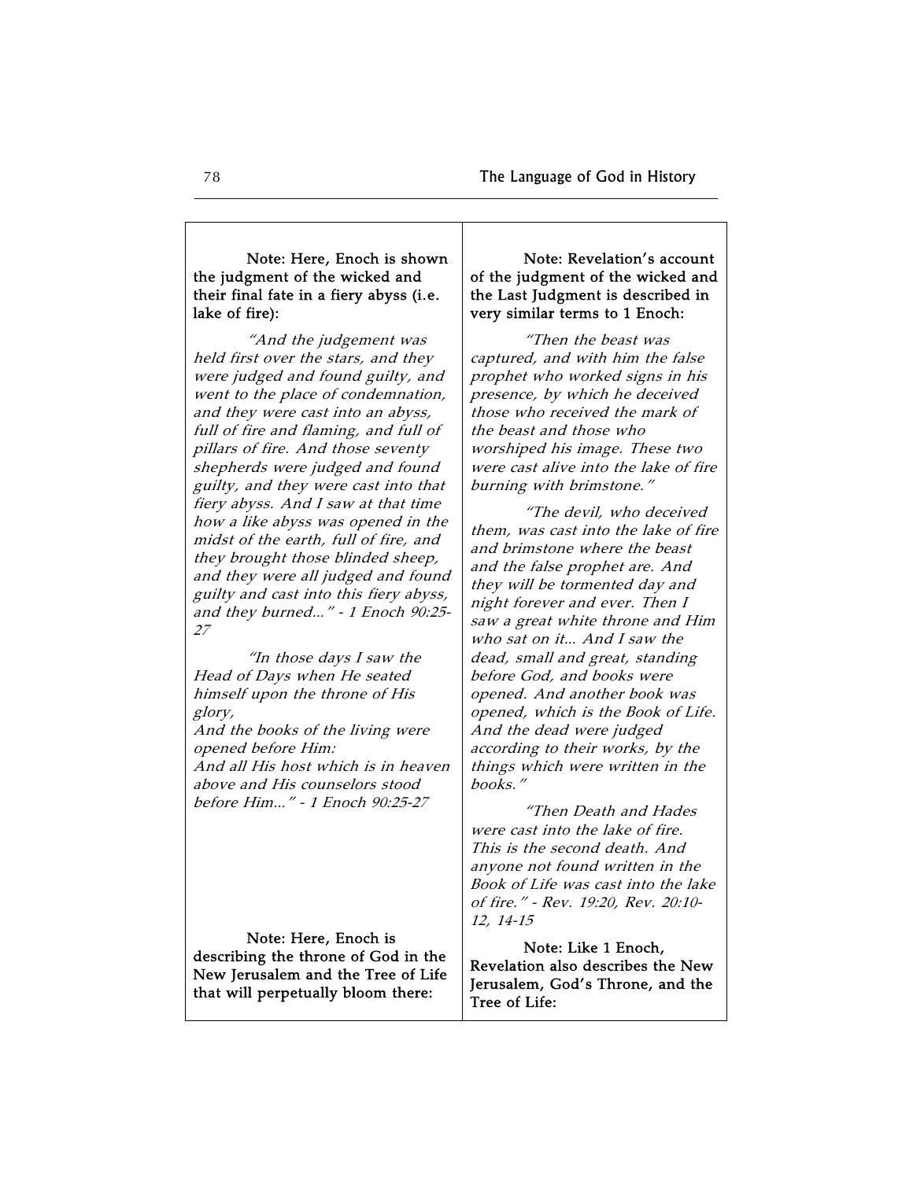| **Note: Here, Enoch is shown the judgment of the wicked and their final fate in a fiery abyss (i.e. lake of fire):** *"And the judgement was held first over the stars, and they were judged and found guilty, and went to the place of condemnation, and they were cast into an abyss, full of fire and flaming, and full of pillars of fire. And those seventy shepherds were judged and found guilty, and they were cast into that fiery abyss. And I saw at that time how a like abyss was opened in the midst of the earth, full of fire, and they brought those blinded sheep, and they were all judged and found guilty and cast into this fiery abyss, and they burned..." - 1 Enoch 90:25-27* *"In those days I saw the Head of Days when He seated himself upon the throne of His glory, And the books of the living were opened before Him: And all His host which is in heaven above and His counselors stood before Him..." - 1 Enoch 90:25-27* | **Note: Revelation's account of the judgment of the wicked and the Last Judgment is described in very similar terms to 1 Enoch:** *"Then the beast was captured, and with him the false prophet who worked signs in his presence, by which he deceived those who received the mark of the beast and those who worshiped his image. These two were cast alive into the lake of fire burning with brimstone."* *"The devil, who deceived them, was cast into the lake of fire and brimstone where the beast and the false prophet are. And they will be tormented day and night forever and ever. Then I saw a great white throne and Him who sat on it... And I saw the dead, small and great, standing before God, and books were opened. And another book was opened, which is the Book of Life. And the dead were judged according to their works, by the things which were written in the books."* *"Then Death and Hades were cast into the lake of fire. This is the second death. And anyone not found written in the Book of Life was cast into the lake of fire." - Rev. 19:20, Rev. 20:10-12, 14-15* |
|---|---|
| **Note: Here, Enoch is describing the throne of God in the New Jerusalem and the Tree of Life that will perpetually bloom there:** | **Note: Like 1 Enoch, Revelation also describes the New Jerusalem, God's Throne, and the Tree of Life:** |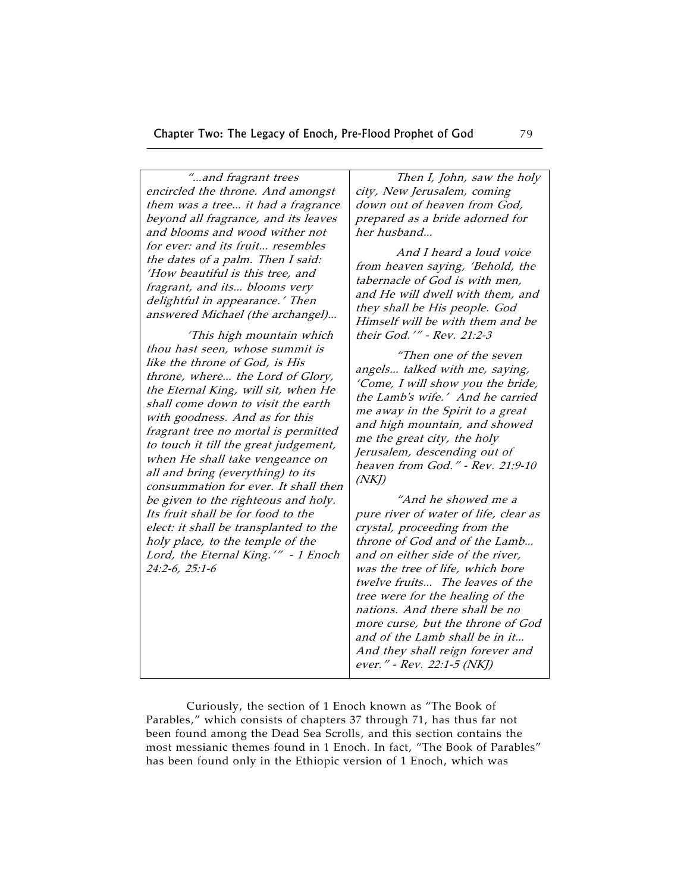| | |
|---|---|
| *"...and fragrant trees encircled the throne. And amongst them was a tree... it had a fragrance beyond all fragrance, and its leaves and blooms and wood wither not for ever: and its fruit... resembles the dates of a palm. Then I said: 'How beautiful is this tree, and fragrant, and its... blooms very delightful in appearance.' Then answered Michael (the archangel)...* <br><br> *'This high mountain which thou hast seen, whose summit is like the throne of God, is His throne, where... the Lord of Glory, the Eternal King, will sit, when He shall come down to visit the earth with goodness. And as for this fragrant tree no mortal is permitted to touch it till the great judgement, when He shall take vengeance on all and bring (everything) to its consummation for ever. It shall then be given to the righteous and holy. Its fruit shall be for food to the elect: it shall be transplanted to the holy place, to the temple of the Lord, the Eternal King.'" - 1 Enoch 24:2-6, 25:1-6* | *Then I, John, saw the holy city, New Jerusalem, coming down out of heaven from God, prepared as a bride adorned for her husband...* <br><br> *And I heard a loud voice from heaven saying, 'Behold, the tabernacle of God is with men, and He will dwell with them, and they shall be His people. God Himself will be with them and be their God.'" - Rev. 21:2-3* <br><br> *"Then one of the seven angels... talked with me, saying, 'Come, I will show you the bride, the Lamb's wife.' And he carried me away in the Spirit to a great and high mountain, and showed me the great city, the holy Jerusalem, descending out of heaven from God." - Rev. 21:9-10 (NKJ)* <br><br> *"And he showed me a pure river of water of life, clear as crystal, proceeding from the throne of God and of the Lamb... and on either side of the river, was the tree of life, which bore twelve fruits... The leaves of the tree were for the healing of the nations. And there shall be no more curse, but the throne of God and of the Lamb shall be in it... And they shall reign forever and ever." - Rev. 22:1-5 (NKJ)* |

Curiously, the section of 1 Enoch known as "The Book of Parables," which consists of chapters 37 through 71, has thus far not been found among the Dead Sea Scrolls, and this section contains the most messianic themes found in 1 Enoch. In fact, "The Book of Parables" has been found only in the Ethiopic version of 1 Enoch, which was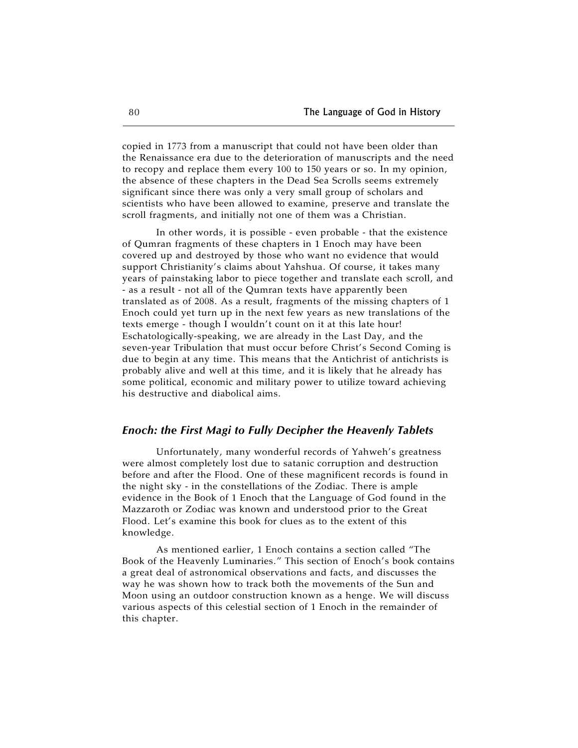copied in 1773 from a manuscript that could not have been older than the Renaissance era due to the deterioration of manuscripts and the need to recopy and replace them every 100 to 150 years or so. In my opinion, the absence of these chapters in the Dead Sea Scrolls seems extremely significant since there was only a very small group of scholars and scientists who have been allowed to examine, preserve and translate the scroll fragments, and initially not one of them was a Christian.

In other words, it is possible - even probable - that the existence of Qumran fragments of these chapters in 1 Enoch may have been covered up and destroyed by those who want no evidence that would support Christianity's claims about Yahshua. Of course, it takes many years of painstaking labor to piece together and translate each scroll, and - as a result - not all of the Qumran texts have apparently been translated as of 2008. As a result, fragments of the missing chapters of 1 Enoch could yet turn up in the next few years as new translations of the texts emerge - though I wouldn't count on it at this late hour! Eschatologically-speaking, we are already in the Last Day, and the seven-year Tribulation that must occur before Christ's Second Coming is due to begin at any time. This means that the Antichrist of antichrists is probably alive and well at this time, and it is likely that he already has some political, economic and military power to utilize toward achieving his destructive and diabolical aims.

### *Enoch: the First Magi to Fully Decipher the Heavenly Tablets*

Unfortunately, many wonderful records of Yahweh's greatness were almost completely lost due to satanic corruption and destruction before and after the Flood. One of these magnificent records is found in the night sky - in the constellations of the Zodiac. There is ample evidence in the Book of 1 Enoch that the Language of God found in the Mazzaroth or Zodiac was known and understood prior to the Great Flood. Let's examine this book for clues as to the extent of this knowledge.

As mentioned earlier, 1 Enoch contains a section called "The Book of the Heavenly Luminaries." This section of Enoch's book contains a great deal of astronomical observations and facts, and discusses the way he was shown how to track both the movements of the Sun and Moon using an outdoor construction known as a henge. We will discuss various aspects of this celestial section of 1 Enoch in the remainder of this chapter.